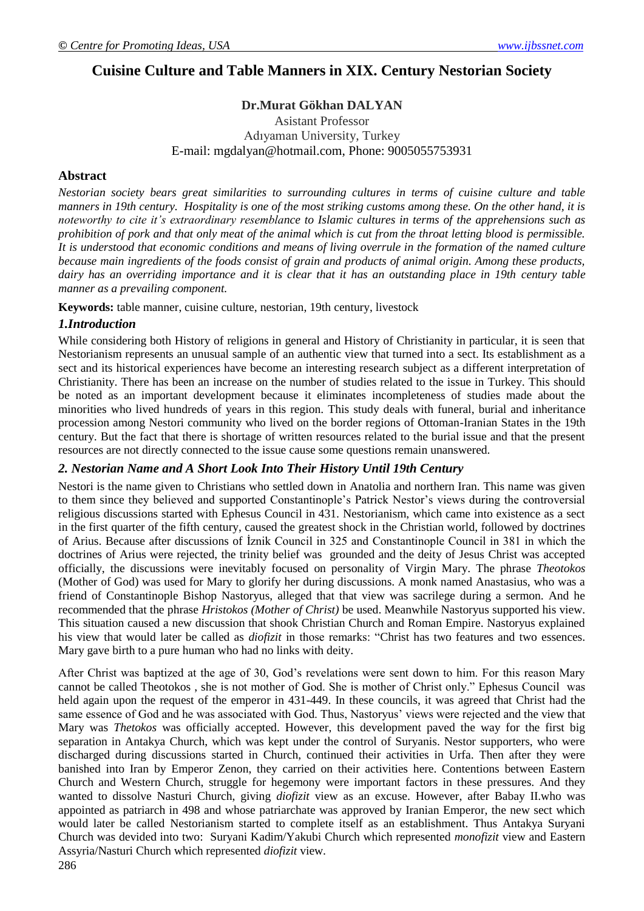# Cuisine Culture and Table Manners in XIX. Century Nestorian Society

**Dr.Murat Gökhan DALYAN**

Asistant Professor
Adıyaman University, Turkey
E-mail: mgdalyan@hotmail.com, Phone: 9005055753931

## Abstract

*Nestorian society bears great similarities to surrounding cultures in terms of cuisine culture and table manners in 19th century. Hospitality is one of the most striking customs among these. On the other hand, it is noteworthy to cite it's extraordinary resemblance to Islamic cultures in terms of the apprehensions such as prohibition of pork and that only meat of the animal which is cut from the throat letting blood is permissible. It is understood that economic conditions and means of living overrule in the formation of the named culture because main ingredients of the foods consist of grain and products of animal origin. Among these products, dairy has an overriding importance and it is clear that it has an outstanding place in 19th century table manner as a prevailing component.*

**Keywords:** table manner, cuisine culture, nestorian, 19th century, livestock

## *1.Introduction*

While considering both History of religions in general and History of Christianity in particular, it is seen that Nestorianism represents an unusual sample of an authentic view that turned into a sect. Its establishment as a sect and its historical experiences have become an interesting research subject as a different interpretation of Christianity. There has been an increase on the number of studies related to the issue in Turkey. This should be noted as an important development because it eliminates incompleteness of studies made about the minorities who lived hundreds of years in this region. This study deals with funeral, burial and inheritance procession among Nestori community who lived on the border regions of Ottoman-Iranian States in the 19th century. But the fact that there is shortage of written resources related to the burial issue and that the present resources are not directly connected to the issue cause some questions remain unanswered.

## *2. Nestorian Name and A Short Look Into Their History Until 19th Century*

Nestori is the name given to Christians who settled down in Anatolia and northern Iran. This name was given to them since they believed and supported Constantinople's Patrick Nestor's views during the controversial religious discussions started with Ephesus Council in 431. Nestorianism, which came into existence as a sect in the first quarter of the fifth century, caused the greatest shock in the Christian world, followed by doctrines of Arius. Because after discussions of İznik Council in 325 and Constantinople Council in 381 in which the doctrines of Arius were rejected, the trinity belief was grounded and the deity of Jesus Christ was accepted officially, the discussions were inevitably focused on personality of Virgin Mary. The phrase *Theotokos* (Mother of God) was used for Mary to glorify her during discussions. A monk named Anastasius, who was a friend of Constantinople Bishop Nastoryus, alleged that that view was sacrilege during a sermon. And he recommended that the phrase *Hristokos (Mother of Christ)* be used. Meanwhile Nastoryus supported his view. This situation caused a new discussion that shook Christian Church and Roman Empire. Nastoryus explained his view that would later be called as *diofizit* in those remarks: "Christ has two features and two essences. Mary gave birth to a pure human who had no links with deity.

After Christ was baptized at the age of 30, God's revelations were sent down to him. For this reason Mary cannot be called Theotokos , she is not mother of God. She is mother of Christ only." Ephesus Council was held again upon the request of the emperor in 431-449. In these councils, it was agreed that Christ had the same essence of God and he was associated with God. Thus, Nastoryus' views were rejected and the view that Mary was *Thetokos* was officially accepted. However, this development paved the way for the first big separation in Antakya Church, which was kept under the control of Suryanis. Nestor supporters, who were discharged during discussions started in Church, continued their activities in Urfa. Then after they were banished into Iran by Emperor Zenon, they carried on their activities here. Contentions between Eastern Church and Western Church, struggle for hegemony were important factors in these pressures. And they wanted to dissolve Nasturi Church, giving *diofizit* view as an excuse. However, after Babay II.who was appointed as patriarch in 498 and whose patriarchate was approved by Iranian Emperor, the new sect which would later be called Nestorianism started to complete itself as an establishment. Thus Antakya Suryani Church was devided into two: Suryani Kadim/Yakubi Church which represented *monofizit* view and Eastern Assyria/Nasturi Church which represented *diofizit* view.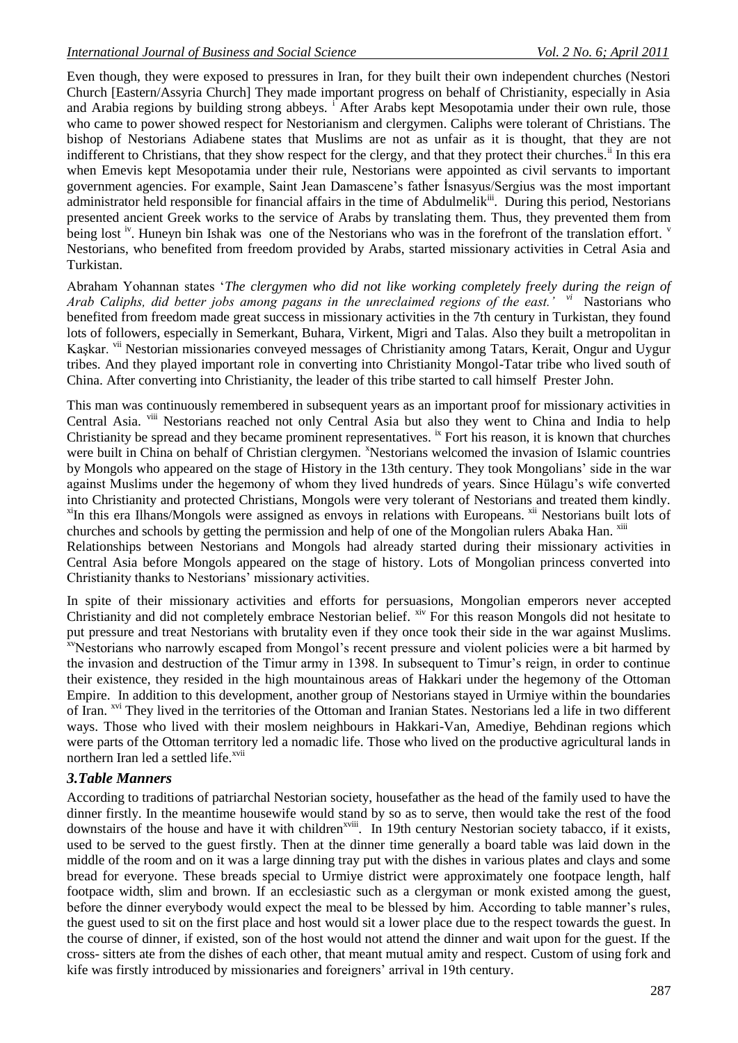Even though, they were exposed to pressures in Iran, for they built their own independent churches (Nestori Church [Eastern/Assyria Church] They made important progress on behalf of Christianity, especially in Asia and Arabia regions by building strong abbeys. [i] After Arabs kept Mesopotamia under their own rule, those who came to power showed respect for Nestorianism and clergymen. Caliphs were tolerant of Christians. The bishop of Nestorians Adiabene states that Muslims are not as unfair as it is thought, that they are not indifferent to Christians, that they show respect for the clergy, and that they protect their churches.[ii] In this era when Emevis kept Mesopotamia under their rule, Nestorians were appointed as civil servants to important government agencies. For example, Saint Jean Damascene's father İsnasyus/Sergius was the most important administrator held responsible for financial affairs in the time of Abdulmelik[iii]. During this period, Nestorians presented ancient Greek works to the service of Arabs by translating them. Thus, they prevented them from being lost [iv]. Huneyn bin Ishak was one of the Nestorians who was in the forefront of the translation effort. [v] Nestorians, who benefited from freedom provided by Arabs, started missionary activities in Cetral Asia and Turkistan.

Abraham Yohannan states '*The clergymen who did not like working completely freely during the reign of Arab Caliphs, did better jobs among pagans in the unreclaimed regions of the east.'* [vi] Nastorians who benefited from freedom made great success in missionary activities in the 7th century in Turkistan, they found lots of followers, especially in Semerkant, Buhara, Virkent, Migri and Talas. Also they built a metropolitan in Kaşkar. [vii] Nestorian missionaries conveyed messages of Christianity among Tatars, Kerait, Ongur and Uygur tribes. And they played important role in converting into Christianity Mongol-Tatar tribe who lived south of China. After converting into Christianity, the leader of this tribe started to call himself Prester John.

This man was continuously remembered in subsequent years as an important proof for missionary activities in Central Asia. [viii] Nestorians reached not only Central Asia but also they went to China and India to help Christianity be spread and they became prominent representatives. [ix] Fort his reason, it is known that churches were built in China on behalf of Christian clergymen. [x]Nestorians welcomed the invasion of Islamic countries by Mongols who appeared on the stage of History in the 13th century. They took Mongolians' side in the war against Muslims under the hegemony of whom they lived hundreds of years. Since Hülagu's wife converted into Christianity and protected Christians, Mongols were very tolerant of Nestorians and treated them kindly. [xi]In this era Ilhans/Mongols were assigned as envoys in relations with Europeans. [xii] Nestorians built lots of churches and schools by getting the permission and help of one of the Mongolian rulers Abaka Han. [xiii]

Relationships between Nestorians and Mongols had already started during their missionary activities in Central Asia before Mongols appeared on the stage of history. Lots of Mongolian princess converted into Christianity thanks to Nestorians' missionary activities.

In spite of their missionary activities and efforts for persuasions, Mongolian emperors never accepted Christianity and did not completely embrace Nestorian belief. [xiv] For this reason Mongols did not hesitate to put pressure and treat Nestorians with brutality even if they once took their side in the war against Muslims. [xv]Nestorians who narrowly escaped from Mongol's recent pressure and violent policies were a bit harmed by the invasion and destruction of the Timur army in 1398. In subsequent to Timur's reign, in order to continue their existence, they resided in the high mountainous areas of Hakkari under the hegemony of the Ottoman Empire. In addition to this development, another group of Nestorians stayed in Urmiye within the boundaries of Iran. [xvi] They lived in the territories of the Ottoman and Iranian States. Nestorians led a life in two different ways. Those who lived with their moslem neighbours in Hakkari-Van, Amediye, Behdinan regions which were parts of the Ottoman territory led a nomadic life. Those who lived on the productive agricultural lands in northern Iran led a settled life.[xvii]

## *3.Table Manners*

According to traditions of patriarchal Nestorian society, housefather as the head of the family used to have the dinner firstly. In the meantime housewife would stand by so as to serve, then would take the rest of the food downstairs of the house and have it with children[xviii]. In 19th century Nestorian society tabacco, if it exists, used to be served to the guest firstly. Then at the dinner time generally a board table was laid down in the middle of the room and on it was a large dinning tray put with the dishes in various plates and clays and some bread for everyone. These breads special to Urmiye district were approximately one footpace length, half footpace width, slim and brown. If an ecclesiastic such as a clergyman or monk existed among the guest, before the dinner everybody would expect the meal to be blessed by him. According to table manner's rules, the guest used to sit on the first place and host would sit a lower place due to the respect towards the guest. In the course of dinner, if existed, son of the host would not attend the dinner and wait upon for the guest. If the cross- sitters ate from the dishes of each other, that meant mutual amity and respect. Custom of using fork and kife was firstly introduced by missionaries and foreigners' arrival in 19th century.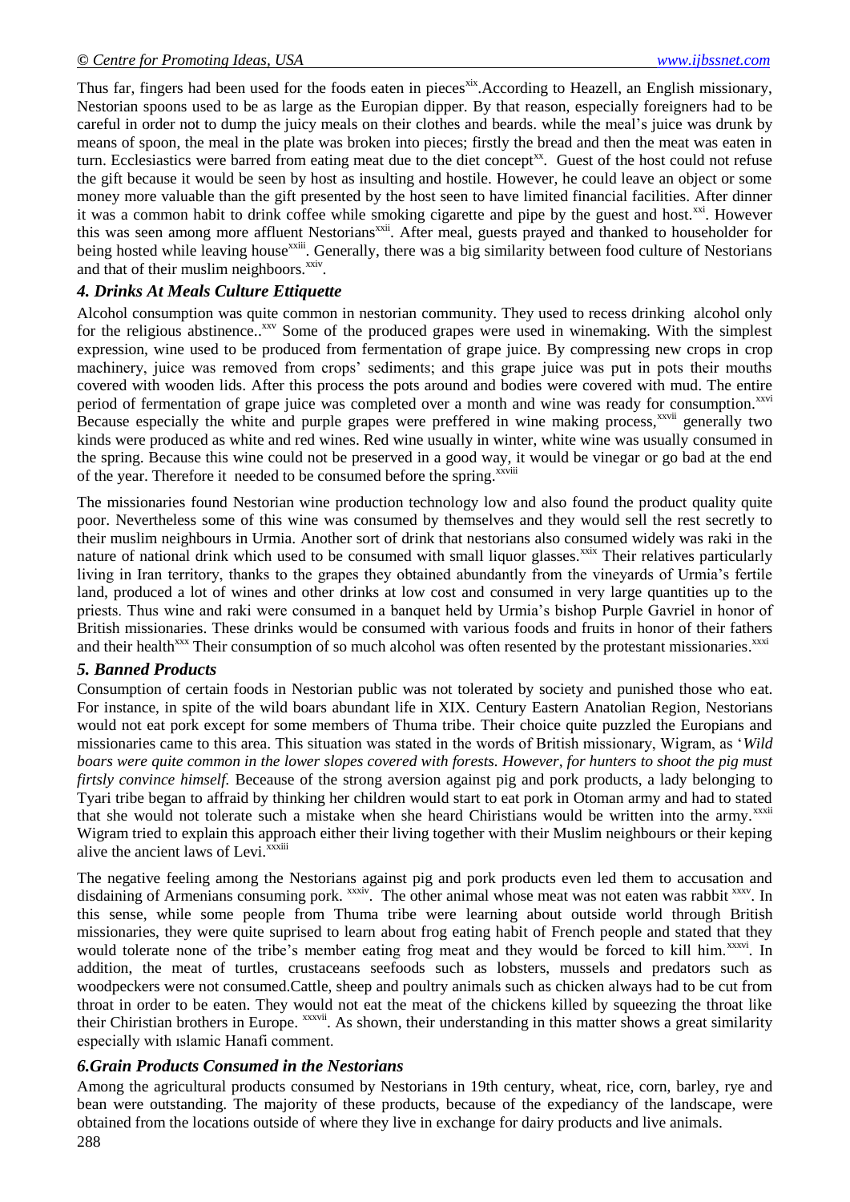Thus far, fingers had been used for the foods eaten in pieces[xix].According to Heazell, an English missionary, Nestorian spoons used to be as large as the Europian dipper. By that reason, especially foreigners had to be careful in order not to dump the juicy meals on their clothes and beards. while the meal's juice was drunk by means of spoon, the meal in the plate was broken into pieces; firstly the bread and then the meat was eaten in turn. Ecclesiastics were barred from eating meat due to the diet concept[xx]. Guest of the host could not refuse the gift because it would be seen by host as insulting and hostile. However, he could leave an object or some money more valuable than the gift presented by the host seen to have limited financial facilities. After dinner it was a common habit to drink coffee while smoking cigarette and pipe by the guest and host.[xxi]. However this was seen among more affluent Nestorians[xxii]. After meal, guests prayed and thanked to householder for being hosted while leaving house[xxiii]. Generally, there was a big similarity between food culture of Nestorians and that of their muslim neighboors.[xxiv].

### *4. Drinks At Meals Culture Ettiquette*

Alcohol consumption was quite common in nestorian community. They used to recess drinking alcohol only for the religious abstinence..[xxv] Some of the produced grapes were used in winemaking. With the simplest expression, wine used to be produced from fermentation of grape juice. By compressing new crops in crop machinery, juice was removed from crops' sediments; and this grape juice was put in pots their mouths covered with wooden lids. After this process the pots around and bodies were covered with mud. The entire period of fermentation of grape juice was completed over a month and wine was ready for consumption.[xxvi] Because especially the white and purple grapes were preffered in wine making process,[xxvii] generally two kinds were produced as white and red wines. Red wine usually in winter, white wine was usually consumed in the spring. Because this wine could not be preserved in a good way, it would be vinegar or go bad at the end of the year. Therefore it needed to be consumed before the spring.[xxviii]

The missionaries found Nestorian wine production technology low and also found the product quality quite poor. Nevertheless some of this wine was consumed by themselves and they would sell the rest secretly to their muslim neighbours in Urmia. Another sort of drink that nestorians also consumed widely was raki in the nature of national drink which used to be consumed with small liquor glasses.[xxix] Their relatives particularly living in Iran territory, thanks to the grapes they obtained abundantly from the vineyards of Urmia's fertile land, produced a lot of wines and other drinks at low cost and consumed in very large quantities up to the priests. Thus wine and raki were consumed in a banquet held by Urmia's bishop Purple Gavriel in honor of British missionaries. These drinks would be consumed with various foods and fruits in honor of their fathers and their health[xxx] Their consumption of so much alcohol was often resented by the protestant missionaries.[xxxi]

### *5. Banned Products*

Consumption of certain foods in Nestorian public was not tolerated by society and punished those who eat. For instance, in spite of the wild boars abundant life in XIX. Century Eastern Anatolian Region, Nestorians would not eat pork except for some members of Thuma tribe. Their choice quite puzzled the Europians and missionaries came to this area. This situation was stated in the words of British missionary, Wigram, as '*Wild boars were quite common in the lower slopes covered with forests. However, for hunters to shoot the pig must firtsly convince himself.* Beceause of the strong aversion against pig and pork products, a lady belonging to Tyari tribe began to affraid by thinking her children would start to eat pork in Otoman army and had to stated that she would not tolerate such a mistake when she heard Chiristians would be written into the army.[xxxii] Wigram tried to explain this approach either their living together with their Muslim neighbours or their keping alive the ancient laws of Levi.[xxxiii]

The negative feeling among the Nestorians against pig and pork products even led them to accusation and disdaining of Armenians consuming pork. [xxxiv]. The other animal whose meat was not eaten was rabbit [xxxv]. In this sense, while some people from Thuma tribe were learning about outside world through British missionaries, they were quite suprised to learn about frog eating habit of French people and stated that they would tolerate none of the tribe's member eating frog meat and they would be forced to kill him.[xxxvi]. In addition, the meat of turtles, crustaceans seefoods such as lobsters, mussels and predators such as woodpeckers were not consumed.Cattle, sheep and poultry animals such as chicken always had to be cut from throat in order to be eaten. They would not eat the meat of the chickens killed by squeezing the throat like their Chiristian brothers in Europe. [xxxvii]. As shown, their understanding in this matter shows a great similarity especially with ıslamic Hanafi comment.

### *6.Grain Products Consumed in the Nestorians*

Among the agricultural products consumed by Nestorians in 19th century, wheat, rice, corn, barley, rye and bean were outstanding. The majority of these products, because of the expediancy of the landscape, were obtained from the locations outside of where they live in exchange for dairy products and live animals.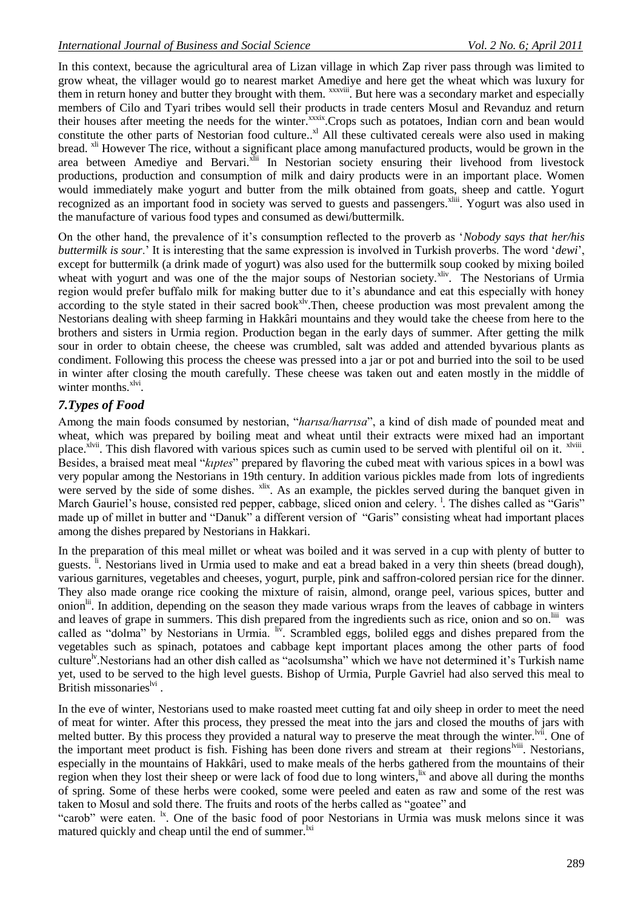In this context, because the agricultural area of Lizan village in which Zap river pass through was limited to grow wheat, the villager would go to nearest market Amediye and here get the wheat which was luxury for them in return honey and butter they brought with them. [xxxviii]. But here was a secondary market and especially members of Cilo and Tyari tribes would sell their products in trade centers Mosul and Revanduz and return their houses after meeting the needs for the winter.[xxxix].Crops such as potatoes, Indian corn and bean would constitute the other parts of Nestorian food culture..[xl] All these cultivated cereals were also used in making bread. [xli] However The rice, without a significant place among manufactured products, would be grown in the area between Amediye and Bervari.[xlii] In Nestorian society ensuring their livehood from livestock productions, production and consumption of milk and dairy products were in an important place. Women would immediately make yogurt and butter from the milk obtained from goats, sheep and cattle. Yogurt recognized as an important food in society was served to guests and passengers.[xliii]. Yogurt was also used in the manufacture of various food types and consumed as dewi/buttermilk.

On the other hand, the prevalence of it's consumption reflected to the proverb as '*Nobody says that her/his buttermilk is sour*.' It is interesting that the same expression is involved in Turkish proverbs. The word '*dewi*', except for buttermilk (a drink made of yogurt) was also used for the buttermilk soup cooked by mixing boiled wheat with yogurt and was one of the the major soups of Nestorian society.[xliv]. The Nestorians of Urmia region would prefer buffalo milk for making butter due to it's abundance and eat this especially with honey according to the style stated in their sacred book[xlv].Then, cheese production was most prevalent among the Nestorians dealing with sheep farming in Hakkâri mountains and they would take the cheese from here to the brothers and sisters in Urmia region. Production began in the early days of summer. After getting the milk sour in order to obtain cheese, the cheese was crumbled, salt was added and attended byvarious plants as condiment. Following this process the cheese was pressed into a jar or pot and burried into the soil to be used in winter after closing the mouth carefully. These cheese was taken out and eaten mostly in the middle of winter months.[xlvi].

## *7.Types of Food*

Among the main foods consumed by nestorian, "*harısa/harrısa*", a kind of dish made of pounded meat and wheat, which was prepared by boiling meat and wheat until their extracts were mixed had an important place.[xlvii]. This dish flavored with various spices such as cumin used to be served with plentiful oil on it. [xlviii]. Besides, a braised meat meal "*kıptes*" prepared by flavoring the cubed meat with various spices in a bowl was very popular among the Nestorians in 19th century. In addition various pickles made from lots of ingredients were served by the side of some dishes. [xlix]. As an example, the pickles served during the banquet given in March Gauriel's house, consisted red pepper, cabbage, sliced onion and celery. [l]. The dishes called as "Garis" made up of millet in butter and "Danuk" a different version of "Garis" consisting wheat had important places among the dishes prepared by Nestorians in Hakkari.

In the preparation of this meal millet or wheat was boiled and it was served in a cup with plenty of butter to guests. [li]. Nestorians lived in Urmia used to make and eat a bread baked in a very thin sheets (bread dough), various garnitures, vegetables and cheeses, yogurt, purple, pink and saffron-colored persian rice for the dinner. They also made orange rice cooking the mixture of raisin, almond, orange peel, various spices, butter and onion[lii]. In addition, depending on the season they made various wraps from the leaves of cabbage in winters and leaves of grape in summers. This dish prepared from the ingredients such as rice, onion and so on.[liii] was called as "dolma" by Nestorians in Urmia. [liv]. Scrambled eggs, boliled eggs and dishes prepared from the vegetables such as spinach, potatoes and cabbage kept important places among the other parts of food culture[lv].Nestorians had an other dish called as "acolsumsha" which we have not determined it's Turkish name yet, used to be served to the high level guests. Bishop of Urmia, Purple Gavriel had also served this meal to British missonaries[lvi] .

In the eve of winter, Nestorians used to make roasted meet cutting fat and oily sheep in order to meet the need of meat for winter. After this process, they pressed the meat into the jars and closed the mouths of jars with melted butter. By this process they provided a natural way to preserve the meat through the winter.[lvii]. One of the important meet product is fish. Fishing has been done rivers and stream at their regions[lviii]. Nestorians, especially in the mountains of Hakkâri, used to make meals of the herbs gathered from the mountains of their region when they lost their sheep or were lack of food due to long winters,[lix] and above all during the months of spring. Some of these herbs were cooked, some were peeled and eaten as raw and some of the rest was taken to Mosul and sold there. The fruits and roots of the herbs called as "goatee" and "carob" were eaten. [lx]. One of the basic food of poor Nestorians in Urmia was musk melons since it was matured quickly and cheap until the end of summer.[lxi]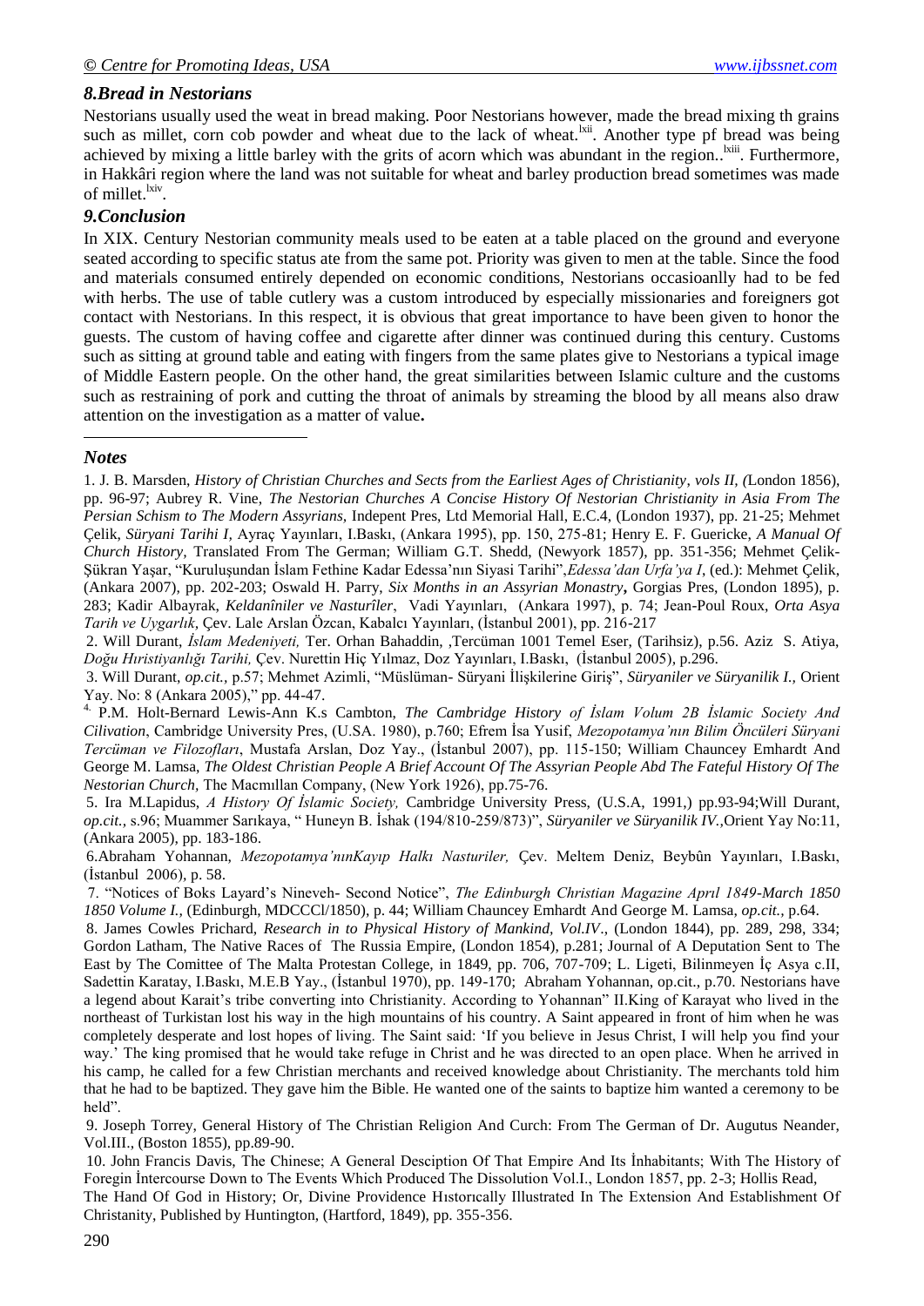### *8.Bread in Nestorians*

Nestorians usually used the weat in bread making. Poor Nestorians however, made the bread mixing th grains such as millet, corn cob powder and wheat due to the lack of wheat.[lxii]. Another type pf bread was being achieved by mixing a little barley with the grits of acorn which was abundant in the region..[lxiii]. Furthermore, in Hakkâri region where the land was not suitable for wheat and barley production bread sometimes was made of millet.[lxiv].

### *9.Conclusion*

In XIX. Century Nestorian community meals used to be eaten at a table placed on the ground and everyone seated according to specific status ate from the same pot. Priority was given to men at the table. Since the food and materials consumed entirely depended on economic conditions, Nestorians occasioanlly had to be fed with herbs. The use of table cutlery was a custom introduced by especially missionaries and foreigners got contact with Nestorians. In this respect, it is obvious that great importance to have been given to honor the guests. The custom of having coffee and cigarette after dinner was continued during this century. Customs such as sitting at ground table and eating with fingers from the same plates give to Nestorians a typical image of Middle Eastern people. On the other hand, the great similarities between Islamic culture and the customs such as restraining of pork and cutting the throat of animals by streaming the blood by all means also draw attention on the investigation as a matter of value**.**

### *Notes*

1. J. B. Marsden, *History of Christian Churches and Sects from the Earliest Ages of Christianity, vols II, (*London 1856), pp. 96-97; Aubrey R. Vine, *The Nestorian Churches A Concise History Of Nestorian Christianity in Asia From The Persian Schism to The Modern Assyrians*, Indepent Pres, Ltd Memorial Hall, E.C.4, (London 1937), pp. 21-25; Mehmet Çelik, *Süryani Tarihi I*, Ayraç Yayınları, I.Baskı, (Ankara 1995), pp. 150, 275-81; Henry E. F. Guericke, *A Manual Of Church History*, Translated From The German; William G.T. Shedd, (Newyork 1857), pp. 351-356; Mehmet Çelik-Şükran Yaşar, "Kuruluşundan İslam Fethine Kadar Edessa'nın Siyasi Tarihi",*Edessa'dan Urfa'ya I*, (ed.): Mehmet Çelik, (Ankara 2007), pp. 202-203; Oswald H. Parry, *Six Months in an Assyrian Monastry***,** Gorgias Pres, (London 1895), p. 283; Kadir Albayrak, *Keldanîniler ve Nasturîler*, Vadi Yayınları, (Ankara 1997), p. 74; Jean-Poul Roux, *Orta Asya Tarih ve Uygarlık*, Çev. Lale Arslan Özcan, Kabalcı Yayınları, (İstanbul 2001), pp. 216-217

2. Will Durant, *İslam Medeniyeti,* Ter. Orhan Bahaddin, ,Tercüman 1001 Temel Eser, (Tarihsiz), p.56. Aziz S. Atiya, *Doğu Hıristiyanlığı Tarihi,* Çev. Nurettin Hiç Yılmaz, Doz Yayınları, I.Baskı, (İstanbul 2005), p.296.

3. Will Durant, *op.cit.,* p.57; Mehmet Azimli, "Müslüman- Süryani İlişkilerine Giriş", *Süryaniler ve Süryanilik I.,* Orient Yay. No: 8 (Ankara 2005)," pp. 44-47.

4. P.M. Holt-Bernard Lewis-Ann K.s Cambton, *The Cambridge History of İslam Volum 2B İslamic Society And Cilivation*, Cambridge University Pres, (U.SA. 1980), p.760; Efrem İsa Yusif, *Mezopotamya'nın Bilim Öncüleri Süryani Tercüman ve Filozofları*, Mustafa Arslan, Doz Yay., (İstanbul 2007), pp. 115-150; William Chauncey Emhardt And George M. Lamsa, *The Oldest Christian People A Brief Account Of The Assyrian People Abd The Fateful History Of The Nestorian Church*, The Macmıllan Company, (New York 1926), pp.75-76.

5. Ira M.Lapidus, *A History Of İslamic Society,* Cambridge University Press, (U.S.A, 1991,) pp.93-94;Will Durant, *op.cit.,* s.96; Muammer Sarıkaya, " Huneyn B. İshak (194/810-259/873)", *Süryaniler ve Süryanilik IV.,*Orient Yay No:11, (Ankara 2005), pp. 183-186.

6.Abraham Yohannan, *Mezopotamya'nınKayıp Halkı Nasturiler,* Çev. Meltem Deniz, Beybûn Yayınları, I.Baskı, (İstanbul 2006), p. 58.

7. "Notices of Boks Layard's Nineveh- Second Notice", *The Edinburgh Christian Magazine Aprıl 1849-March 1850 1850 Volume I.,* (Edinburgh, MDCCCl/1850), p. 44; William Chauncey Emhardt And George M. Lamsa, *op.cit.*, p.64.

8. James Cowles Prichard, *Research in to Physical History of Mankind, Vol.IV*., (London 1844), pp. 289, 298, 334; Gordon Latham, The Native Races of The Russia Empire, (London 1854), p.281; Journal of A Deputation Sent to The East by The Comittee of The Malta Protestan College, in 1849, pp. 706, 707-709; L. Ligeti, Bilinmeyen İç Asya c.II, Sadettin Karatay, I.Baskı, M.E.B Yay., (İstanbul 1970), pp. 149-170; Abraham Yohannan, op.cit., p.70. Nestorians have a legend about Karait's tribe converting into Christianity. According to Yohannan" II.King of Karayat who lived in the northeast of Turkistan lost his way in the high mountains of his country. A Saint appeared in front of him when he was completely desperate and lost hopes of living. The Saint said: 'If you believe in Jesus Christ, I will help you find your way.' The king promised that he would take refuge in Christ and he was directed to an open place. When he arrived in his camp, he called for a few Christian merchants and received knowledge about Christianity. The merchants told him that he had to be baptized. They gave him the Bible. He wanted one of the saints to baptize him wanted a ceremony to be held".

9. Joseph Torrey, General History of The Christian Religion And Curch: From The German of Dr. Augutus Neander, Vol.III., (Boston 1855), pp.89-90.

10. John Francis Davis, The Chinese; A General Desciption Of That Empire And Its İnhabitants; With The History of Foregin İntercourse Down to The Events Which Produced The Dissolution Vol.I., London 1857, pp. 2-3; Hollis Read, The Hand Of God in History; Or, Divine Providence Hıstorıcally Illustrated In The Extension And Establishment Of Christanity, Published by Huntington, (Hartford, 1849), pp. 355-356.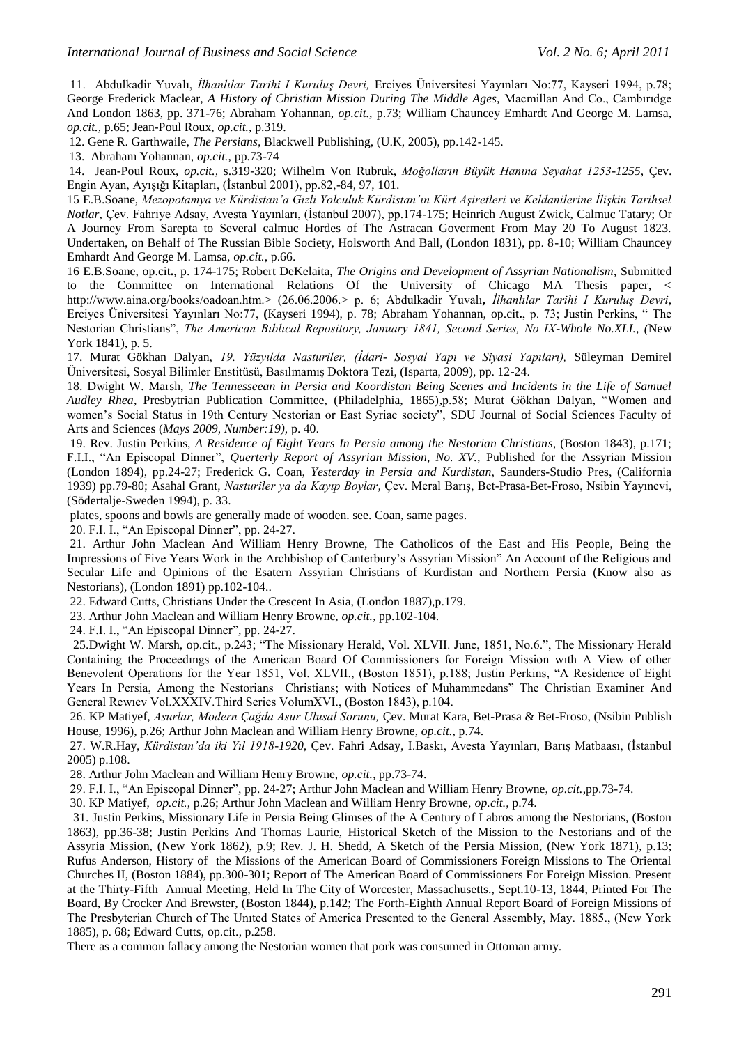11. Abdulkadir Yuvalı, *İlhanlılar Tarihi I Kuruluş Devri,* Erciyes Üniversitesi Yayınları No:77, Kayseri 1994, p.78; George Frederick Maclear, *A History of Christian Mission During The Middle Ages*, Macmillan And Co., Cambıridge And London 1863, pp. 371-76; Abraham Yohannan, *op.cit.,* p.73; William Chauncey Emhardt And George M. Lamsa, *op.cit.,* p.65; Jean-Poul Roux, *op.cit.,* p.319.

12. Gene R. Garthwaile, *The Persians*, Blackwell Publishing, (U.K, 2005), pp.142-145.

13. Abraham Yohannan, *op.cit.,* pp.73-74

14. Jean-Poul Roux, *op.cit.,* s.319-320; Wilhelm Von Rubruk, *Moğolların Büyük Hanına Seyahat 1253-1255*, Çev. Engin Ayan, Ayışığı Kitapları, (İstanbul 2001), pp.82,-84, 97, 101.

15 E.B.Soane, *Mezopotamya ve Kürdistan'a Gizli Yolculuk Kürdistan'ın Kürt Aşiretleri ve Keldanilerine İlişkin Tarihsel Notlar*, Çev. Fahriye Adsay, Avesta Yayınları, (İstanbul 2007), pp.174-175; Heinrich August Zwick, Calmuc Tatary; Or A Journey From Sarepta to Several calmuc Hordes of The Astracan Goverment From May 20 To August 1823. Undertaken, on Behalf of The Russian Bible Society, Holsworth And Ball, (London 1831), pp. 8-10; William Chauncey Emhardt And George M. Lamsa, *op.cit.,* p.66.

16 E.B.Soane, op.cit**.**, p. 174-175; Robert DeKelaita, *The Origins and Development of Assyrian Nationalism*, Submitted to the Committee on International Relations Of the University of Chicago MA Thesis paper, < http://www.aina.org/books/oadoan.htm.> (26.06.2006.> p. 6; Abdulkadir Yuval**ı,** *İlhanlılar Tarihi I Kuruluş Devri*, Erciyes Üniversitesi Yayınları No:77, **(**Kayseri 1994), p. 78; Abraham Yohannan, op.cit**.**, p. 73; Justin Perkins, " The Nestorian Christians", *The American Bıblıcal Repository, January 1841, Second Series, No IX-Whole No.XLI., (*New York 1841), p. 5.

17. Murat Gökhan Dalyan, *19. Yüzyılda Nasturiler, (İdari- Sosyal Yapı ve Siyasi Yapıları),* Süleyman Demirel Üniversitesi, Sosyal Bilimler Enstitüsü, Basılmamış Doktora Tezi, (Isparta, 2009), pp. 12-24.

18. Dwight W. Marsh, *The Tennesseean in Persia and Koordistan Being Scenes and Incidents in the Life of Samuel Audley Rhea*, Presbytrian Publication Committee, (Philadelphia, 1865),p.58; Murat Gökhan Dalyan, "Women and women's Social Status in 19th Century Nestorian or East Syriac society", SDU Journal of Social Sciences Faculty of Arts and Sciences (*Mays 2009, Number:19)*, p. 40.

19. Rev. Justin Perkins, *A Residence of Eight Years In Persia among the Nestorian Christians*, (Boston 1843), p.171; F.I.I., "An Episcopal Dinner", *Querterly Report of Assyrian Mission, No. XV.,* Published for the Assyrian Mission (London 1894), pp.24-27; Frederick G. Coan, *Yesterday in Persia and Kurdistan,* Saunders-Studio Pres, (California 1939) pp.79-80; Asahal Grant, *Nasturiler ya da Kayıp Boylar,* Çev. Meral Barış, Bet-Prasa-Bet-Froso, Nsibin Yayınevi, (Södertalje-Sweden 1994), p. 33.

plates, spoons and bowls are generally made of wooden. see. Coan, same pages.

20. F.I. I., "An Episcopal Dinner", pp. 24-27.

21. Arthur John Maclean And William Henry Browne, The Catholicos of the East and His People, Being the Impressions of Five Years Work in the Archbishop of Canterbury's Assyrian Mission" An Account of the Religious and Secular Life and Opinions of the Esatern Assyrian Christians of Kurdistan and Northern Persia (Know also as Nestorians), (London 1891) pp.102-104..

22. Edward Cutts, Christians Under the Crescent In Asia, (London 1887),p.179.

23. Arthur John Maclean and William Henry Browne, *op.cit.*, pp.102-104.

24. F.I. I., "An Episcopal Dinner", pp. 24-27.

25.Dwight W. Marsh, op.cit., p.243; "The Missionary Herald, Vol. XLVII. June, 1851, No.6.", The Missionary Herald Containing the Proceedıngs of the American Board Of Commissioners for Foreign Mission wıth A View of other Benevolent Operations for the Year 1851, Vol. XLVII., (Boston 1851), p.188; Justin Perkins, "A Residence of Eight Years In Persia, Among the Nestorians Christians; with Notices of Muhammedans" The Christian Examiner And General Rewıev Vol.XXXIV.Third Series VolumXVI., (Boston 1843), p.104.

26. KP Matiyef, *Asurlar, Modern Çağda Asur Ulusal Sorunu,* Çev. Murat Kara, Bet-Prasa & Bet-Froso, (Nsibin Publish House, 1996), p.26; Arthur John Maclean and William Henry Browne, *op.cit.*, p.74.

27. W.R.Hay, *Kürdistan'da iki Yıl 1918-1920,* Çev. Fahri Adsay, I.Baskı, Avesta Yayınları, Barış Matbaası, (İstanbul 2005) p.108.

28. Arthur John Maclean and William Henry Browne, *op.cit.*, pp.73-74.

29. F.I. I., "An Episcopal Dinner", pp. 24-27; Arthur John Maclean and William Henry Browne, *op.cit.*,pp.73-74.

30. KP Matiyef, *op.cit.*, p.26; Arthur John Maclean and William Henry Browne, *op.cit.*, p.74.

31. Justin Perkins, Missionary Life in Persia Being Glimses of the A Century of Labros among the Nestorians, (Boston 1863), pp.36-38; Justin Perkins And Thomas Laurie, Historical Sketch of the Mission to the Nestorians and of the Assyria Mission, (New York 1862), p.9; Rev. J. H. Shedd, A Sketch of the Persia Mission, (New York 1871), p.13; Rufus Anderson, History of the Missions of the American Board of Commissioners Foreign Missions to The Oriental Churches II, (Boston 1884), pp.300-301; Report of The American Board of Commissioners For Foreign Mission. Present at the Thirty-Fifth Annual Meeting, Held In The City of Worcester, Massachusetts., Sept.10-13, 1844, Printed For The Board, By Crocker And Brewster, (Boston 1844), p.142; The Forth-Eighth Annual Report Board of Foreign Missions of The Presbyterian Church of The Unıted States of America Presented to the General Assembly, May. 1885., (New York 1885), p. 68; Edward Cutts, op.cit., p.258.

There as a common fallacy among the Nestorian women that pork was consumed in Ottoman army.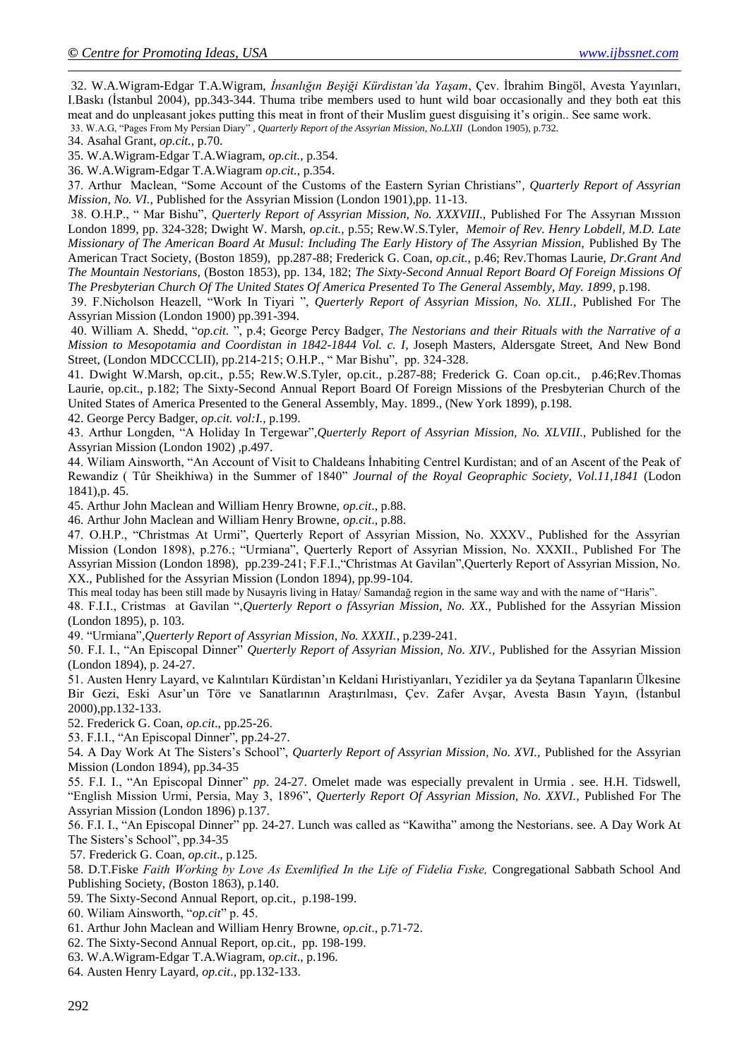32. W.A.Wigram-Edgar T.A.Wigram, *İnsanlığın Beşiği Kürdistan'da Yaşam*, Çev. İbrahim Bingöl, Avesta Yayınları, I.Baskı (İstanbul 2004), pp.343-344. Thuma tribe members used to hunt wild boar occasionally and they both eat this meat and do unpleasant jokes putting this meat in front of their Muslim guest disguising it's origin.. See same work.

33. W.A.G, "Pages From My Persian Diary" , *Quarterly Report of the Assyrian Mission, No.LXII* (London 1905), p.732.

34. Asahal Grant, *op.cit.*, p.70.

35. W.A.Wigram-Edgar T.A.Wiagram, *op.cit.*, p.354.

36. W.A.Wigram-Edgar T.A.Wiagram *op.cit.*, p.354.

37. Arthur Maclean, "Some Account of the Customs of the Eastern Syrian Christians", *Quarterly Report of Assyrian Mission, No. VI.,* Published for the Assyrian Mission (London 1901),pp. 11-13.

38. O.H.P., " Mar Bishu", *Querterly Report of Assyrian Mission, No. XXXVIII.,* Published For The Assyrıan Mıssıon London 1899, pp. 324-328; Dwight W. Marsh, *op.cit.*, p.55; Rew.W.S.Tyler, *Memoir of Rev. Henry Lobdell, M.D. Late Missionary of The American Board At Musul: Including The Early History of The Assyrian Mission,* Published By The American Tract Society, (Boston 1859), pp.287-88; Frederick G. Coan, *op.cit.*, p.46; Rev.Thomas Laurie, *Dr.Grant And The Mountain Nestorians,* (Boston 1853), pp. 134, 182; *The Sixty-Second Annual Report Board Of Foreign Missions Of The Presbyterian Church Of The United States Of America Presented To The General Assembly, May. 1899*, p.198.

39. F.Nicholson Heazell, "Work In Tiyari ", *Querterly Report of Assyrian Mission, No. XLII.,* Published For The Assyrian Mission (London 1900) pp.391-394.

40. William A. Shedd, "*op.cit.* ", p.4; George Percy Badger, *The Nestorians and their Rituals with the Narrative of a Mission to Mesopotamia and Coordistan in 1842-1844 Vol. c. I,* Joseph Masters, Aldersgate Street, And New Bond Street, (London MDCCCLII), pp.214-215; O.H.P., " Mar Bishu", pp. 324-328.

41. Dwight W.Marsh, op.cit., p.55; Rew.W.S.Tyler, op.cit., p.287-88; Frederick G. Coan op.cit., p.46;Rev.Thomas Laurie, op.cit., p.182; The Sixty-Second Annual Report Board Of Foreign Missions of the Presbyterian Church of the United States of America Presented to the General Assembly, May. 1899., (New York 1899), p.198.

42. George Percy Badger, *op.cit. vol:I.,* p.199.

43. Arthur Longden, "A Holiday In Tergewar",*Querterly Report of Assyrian Mission, No. XLVIII.,* Published for the Assyrian Mission (London 1902) ,p.497.

44. Wiliam Ainsworth, "An Account of Visit to Chaldeans İnhabiting Centrel Kurdistan; and of an Ascent of the Peak of Rewandiz ( Tûr Sheikhiwa) in the Summer of 1840" *Journal of the Royal Geopraphic Society, Vol.11,1841* (Lodon 1841),p. 45.

45. Arthur John Maclean and William Henry Browne, *op.cit*., p.88.

46. Arthur John Maclean and William Henry Browne, *op.cit*., p.88.

47. O.H.P., "Christmas At Urmi", Querterly Report of Assyrian Mission, No. XXXV., Published for the Assyrian Mission (London 1898), p.276.; "Urmiana", Querterly Report of Assyrian Mission, No. XXXII., Published For The Assyrian Mission (London 1898), pp.239-241; F.F.I.,"Christmas At Gavilan",Querterly Report of Assyrian Mission, No. XX., Published for the Assyrian Mission (London 1894), pp.99-104.

This meal today has been still made by Nusayris living in Hatay/ Samandağ region in the same way and with the name of "Haris".

48. F.I.I., Cristmas at Gavilan ",*Querterly Report o fAssyrian Mission, No. XX.,* Published for the Assyrian Mission (London 1895), p. 103.

49. "Urmiana",*Querterly Report of Assyrian Mission, No. XXXII.,* p.239-241.

50. F.I. I., "An Episcopal Dinner" *Querterly Report of Assyrian Mission, No. XIV.,* Published for the Assyrian Mission (London 1894), p. 24-27.

51. Austen Henry Layard, ve Kalıntıları Kürdistan'ın Keldani Hıristiyanları, Yezidiler ya da Şeytana Tapanların Ülkesine Bir Gezi, Eski Asur'un Töre ve Sanatlarının Araştırılması, Çev. Zafer Avşar, Avesta Basın Yayın, (İstanbul 2000),pp.132-133.

52. Frederick G. Coan, *op.cit*., pp.25-26.

53. F.I.I., "An Episcopal Dinner", pp.24-27.

54. A Day Work At The Sisters's School", *Quarterly Report of Assyrian Mission, No. XVI.,* Published for the Assyrian Mission (London 1894), pp.34-35

55. F.I. I., "An Episcopal Dinner" *pp*. 24-27. Omelet made was especially prevalent in Urmia . see. H.H. Tidswell, "English Mission Urmi, Persia, May 3, 1896", *Querterly Report Of Assyrian Mission, No. XXVI.,* Published For The Assyrian Mission (London 1896) p.137.

56. F.I. I., "An Episcopal Dinner" pp. 24-27. Lunch was called as "Kawitha" among the Nestorians. see. A Day Work At The Sisters's School", pp.34-35

57. Frederick G. Coan, *op.cit*., p.125.

58. D.T.Fiske *Faith Working by Love As Exemlified In the Life of Fidelia Fıske,* Congregational Sabbath School And Publishing Society, *(*Boston 1863), p.140.

59. The Sixty-Second Annual Report, op.cit., p.198-199.

60. Wiliam Ainsworth, "*op.cit*" p. 45.

61. Arthur John Maclean and William Henry Browne, *op.cit*., p.71-72.

62. The Sixty-Second Annual Report, op.cit., pp. 198-199.

63. W.A.Wigram-Edgar T.A.Wiagram, *op.cit*., p.196.

64. Austen Henry Layard, *op.cit*., pp.132-133.